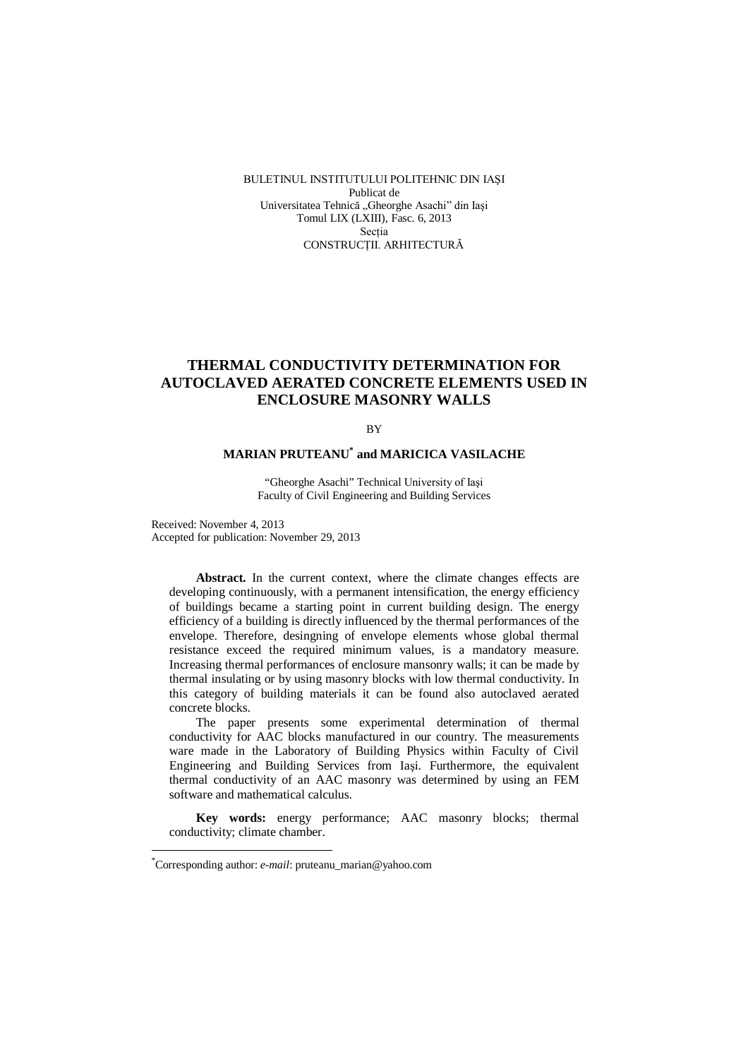BULETINUL INSTITUTULUI POLITEHNIC DIN IAŞI
Publicat de
Universitatea Tehnică „Gheorghe Asachi" din Iaşi
Tomul LIX (LXIII), Fasc. 6, 2013
Secţia
CONSTRUCŢII. ARHITECTURĂ

# THERMAL CONDUCTIVITY DETERMINATION FOR AUTOCLAVED AERATED CONCRETE ELEMENTS USED IN ENCLOSURE MASONRY WALLS

BY

**MARIAN PRUTEANU[*] and MARICICA VASILACHE**

"Gheorghe Asachi" Technical University of Iaşi
Faculty of Civil Engineering and Building Services

Received: November 4, 2013
Accepted for publication: November 29, 2013

**Abstract.** In the current context, where the climate changes effects are developing continuously, with a permanent intensification, the energy efficiency of buildings became a starting point in current building design. The energy efficiency of a building is directly influenced by the thermal performances of the envelope. Therefore, desingning of envelope elements whose global thermal resistance exceed the required minimum values, is a mandatory measure. Increasing thermal performances of enclosure mansonry walls; it can be made by thermal insulating or by using masonry blocks with low thermal conductivity. In this category of building materials it can be found also autoclaved aerated concrete blocks.

The paper presents some experimental determination of thermal conductivity for AAC blocks manufactured in our country. The measurements ware made in the Laboratory of Building Physics within Faculty of Civil Engineering and Building Services from Iaşi. Furthermore, the equivalent thermal conductivity of an AAC masonry was determined by using an FEM software and mathematical calculus.

**Key words:** energy performance; AAC masonry blocks; thermal conductivity; climate chamber.

---

[*]Corresponding author: *e-mail*: pruteanu_marian@yahoo.com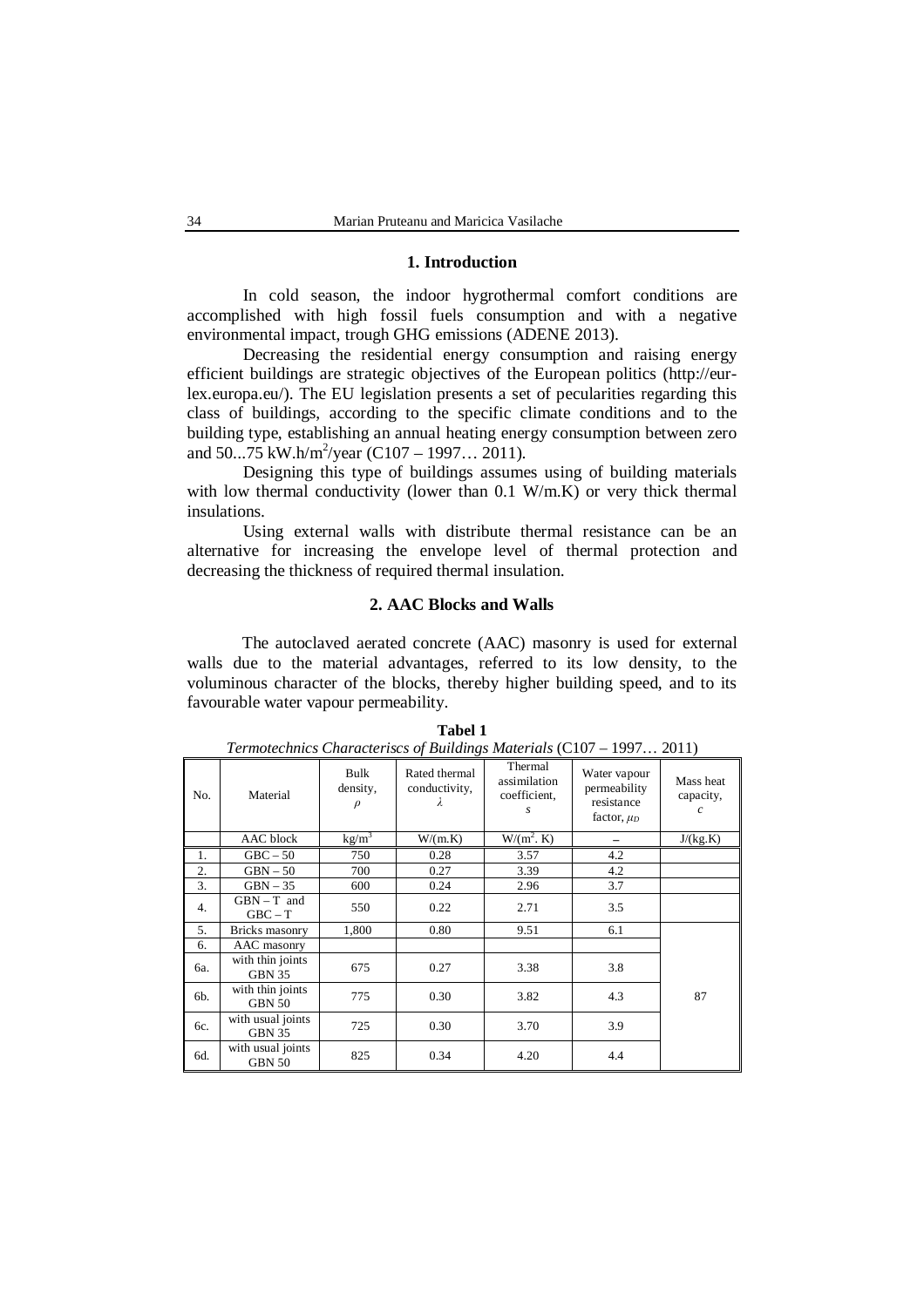## 1. Introduction

In cold season, the indoor hygrothermal comfort conditions are accomplished with high fossil fuels consumption and with a negative environmental impact, trough GHG emissions (ADENE 2013).

Decreasing the residential energy consumption and raising energy efficient buildings are strategic objectives of the European politics (http://eur-lex.europa.eu/). The EU legislation presents a set of pecularities regarding this class of buildings, according to the specific climate conditions and to the building type, establishing an annual heating energy consumption between zero and 50...75 kW.h/m$^2$/year (C107 – 1997… 2011).

Designing this type of buildings assumes using of building materials with low thermal conductivity (lower than 0.1 W/m.K) or very thick thermal insulations.

Using external walls with distribute thermal resistance can be an alternative for increasing the envelope level of thermal protection and decreasing the thickness of required thermal insulation.

## 2. AAC Blocks and Walls

The autoclaved aerated concrete (AAC) masonry is used for external walls due to the material advantages, referred to its low density, to the voluminous character of the blocks, thereby higher building speed, and to its favourable water vapour permeability.

**Tabel 1**

*Termotechnics Characteriscs of Buildings Materials* (C107 – 1997… 2011)

| No. | Material | Bulk density, $\rho$ | Rated thermal conductivity, $\lambda$ | Thermal assimilation coefficient, $s$ | Water vapour permeability resistance factor, $\mu_D$ | Mass heat capacity, $c$ |
|---|---|---|---|---|---|---|
| | AAC block | kg/m$^3$ | W/(m.K) | W/(m$^2$. K) | – | J/(kg.K) |
| 1. | GBC – 50 | 750 | 0.28 | 3.57 | 4.2 | |
| 2. | GBN – 50 | 700 | 0.27 | 3.39 | 4.2 | |
| 3. | GBN – 35 | 600 | 0.24 | 2.96 | 3.7 | |
| 4. | GBN – T and GBC – T | 550 | 0.22 | 2.71 | 3.5 | |
| 5. | Bricks masonry | 1,800 | 0.80 | 9.51 | 6.1 | 87 |
| 6. | AAC masonry | | | | | |
| 6a. | with thin joints GBN 35 | 675 | 0.27 | 3.38 | 3.8 | |
| 6b. | with thin joints GBN 50 | 775 | 0.30 | 3.82 | 4.3 | |
| 6c. | with usual joints GBN 35 | 725 | 0.30 | 3.70 | 3.9 | |
| 6d. | with usual joints GBN 50 | 825 | 0.34 | 4.20 | 4.4 | |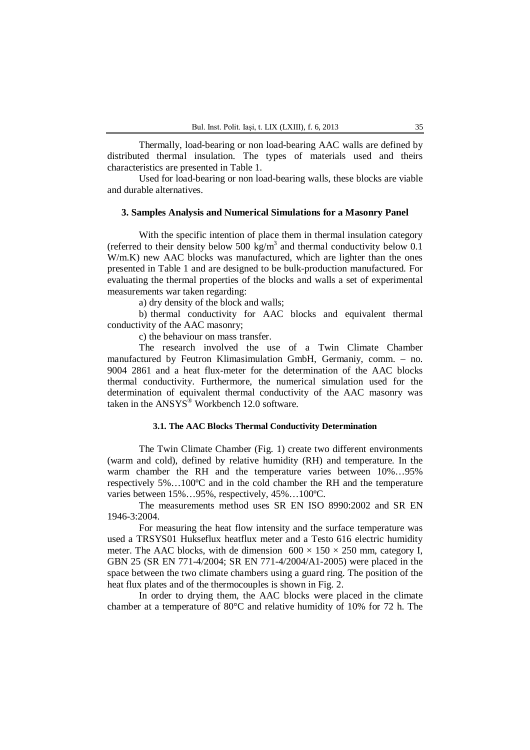Thermally, load-bearing or non load-bearing AAC walls are defined by distributed thermal insulation. The types of materials used and theirs characteristics are presented in Table 1.

Used for load-bearing or non load-bearing walls, these blocks are viable and durable alternatives.

## 3. Samples Analysis and Numerical Simulations for a Masonry Panel

With the specific intention of place them in thermal insulation category (referred to their density below 500 kg/m$^3$ and thermal conductivity below 0.1 W/m.K) new AAC blocks was manufactured, which are lighter than the ones presented in Table 1 and are designed to be bulk-production manufactured. For evaluating the thermal properties of the blocks and walls a set of experimental measurements war taken regarding:

a) dry density of the block and walls;

b) thermal conductivity for AAC blocks and equivalent thermal conductivity of the AAC masonry;

c) the behaviour on mass transfer.

The research involved the use of a Twin Climate Chamber manufactured by Feutron Klimasimulation GmbH, Germaniy, comm. – no. 9004 2861 and a heat flux-meter for the determination of the AAC blocks thermal conductivity. Furthermore, the numerical simulation used for the determination of equivalent thermal conductivity of the AAC masonry was taken in the ANSYS® Workbench 12.0 software.

### 3.1. The AAC Blocks Thermal Conductivity Determination

The Twin Climate Chamber (Fig. 1) create two different environments (warm and cold), defined by relative humidity (RH) and temperature. In the warm chamber the RH and the temperature varies between 10%…95% respectively 5%…100ºC and in the cold chamber the RH and the temperature varies between 15%…95%, respectively, 45%…100ºC.

The measurements method uses SR EN ISO 8990:2002 and SR EN 1946-3:2004.

For measuring the heat flow intensity and the surface temperature was used a TRSYS01 Hukseflux heatflux meter and a Testo 616 electric humidity meter. The AAC blocks, with de dimension $600 \times 150 \times 250$ mm, category I, GBN 25 (SR EN 771-4/2004; SR EN 771-4/2004/A1-2005) were placed in the space between the two climate chambers using a guard ring. The position of the heat flux plates and of the thermocouples is shown in Fig. 2.

In order to drying them, the AAC blocks were placed in the climate chamber at a temperature of 80°C and relative humidity of 10% for 72 h. The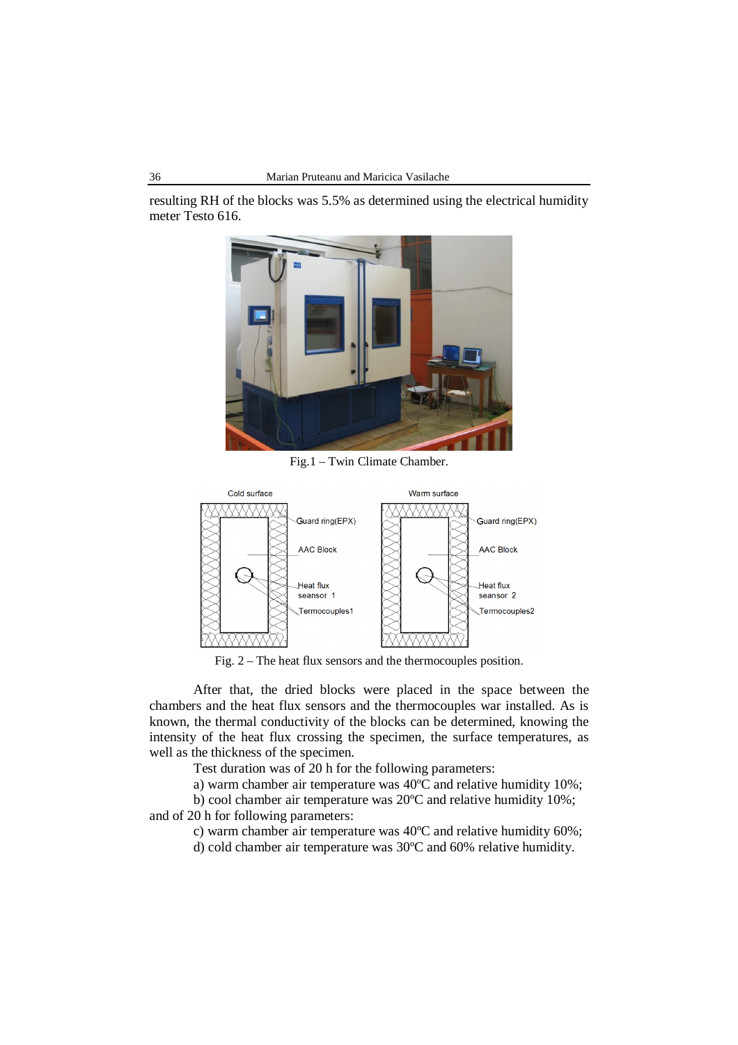resulting RH of the blocks was 5.5% as determined using the electrical humidity meter Testo 616.

Fig.1 – Twin Climate Chamber.

Fig. 2 – The heat flux sensors and the thermocouples position.

After that, the dried blocks were placed in the space between the chambers and the heat flux sensors and the thermocouples war installed. As is known, the thermal conductivity of the blocks can be determined, knowing the intensity of the heat flux crossing the specimen, the surface temperatures, as well as the thickness of the specimen.

Test duration was of 20 h for the following parameters:

a) warm chamber air temperature was 40ºC and relative humidity 10%;

b) cool chamber air temperature was 20ºC and relative humidity 10%;

and of 20 h for following parameters:

c) warm chamber air temperature was 40ºC and relative humidity 60%;

d) cold chamber air temperature was 30ºC and 60% relative humidity.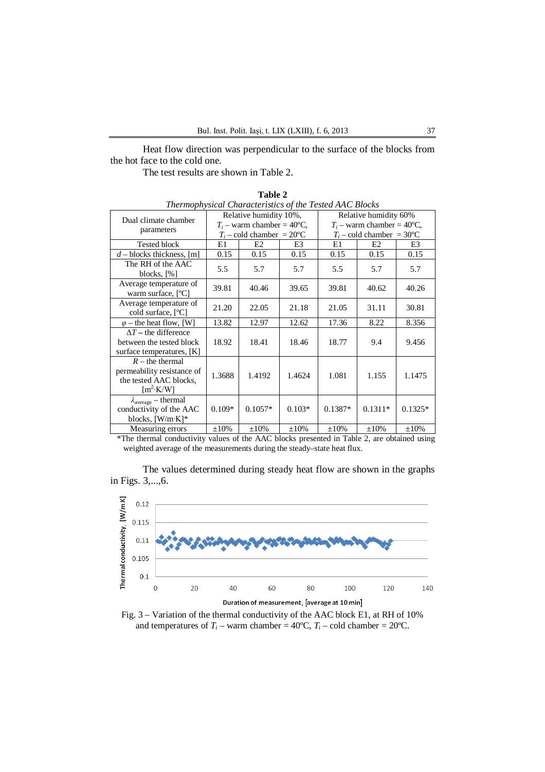Heat flow direction was perpendicular to the surface of the blocks from the hot face to the cold one.

The test results are shown in Table 2.

**Table 2**
*Thermophysical Characteristics of the Tested AAC Blocks*

| Dual climate chamber parameters | Relative humidity 10%, $T_i$ – warm chamber = 40ºC, $T_i$ – cold chamber = 20ºC | | | Relative humidity 60% $T_i$ – warm chamber = 40ºC, $T_i$ – cold chamber = 30ºC | | |
|---|---|---|---|---|---|---|
| Tested block | E1 | E2 | E3 | E1 | E2 | E3 |
| $d$ – blocks thickness, [m] | 0.15 | 0.15 | 0.15 | 0.15 | 0.15 | 0.15 |
| The RH of the AAC blocks, [%] | 5.5 | 5.7 | 5.7 | 5.5 | 5.7 | 5.7 |
| Average temperature of warm surface, [ºC] | 39.81 | 40.46 | 39.65 | 39.81 | 40.62 | 40.26 |
| Average temperature of cold surface, [ºC] | 21.20 | 22.05 | 21.18 | 21.05 | 31.11 | 30.81 |
| $\varphi$ – the heat flow, [W] | 13.82 | 12.97 | 12.62 | 17.36 | 8.22 | 8.356 |
| $\Delta T$ – the difference between the tested block surface temperatures, [K] | 18.92 | 18.41 | 18.46 | 18.77 | 9.4 | 9.456 |
| $R$ – the thermal permeability resistance of the tested AAC blocks, [$m^2 \cdot K/W$] | 1.3688 | 1.4192 | 1.4624 | 1.081 | 1.155 | 1.1475 |
| $\lambda_{average}$ – thermal conductivity of the AAC blocks, [W/m·K]* | 0.109* | 0.1057* | 0.103* | 0.1387* | 0.1311* | 0.1325* |
| Measuring errors | ±10% | ±10% | ±10% | ±10% | ±10% | ±10% |

*The thermal conductivity values of the AAC blocks presented in Table 2, are obtained using weighted average of the measurements during the steady–state heat flux.

The values determined during steady heat flow are shown in the graphs in Figs. 3,...,6.

Fig. 3 – Variation of the thermal conductivity of the AAC block E1, at RH of 10% and temperatures of $T_i$ – warm chamber = 40ºC, $T_i$ – cold chamber = 20ºC.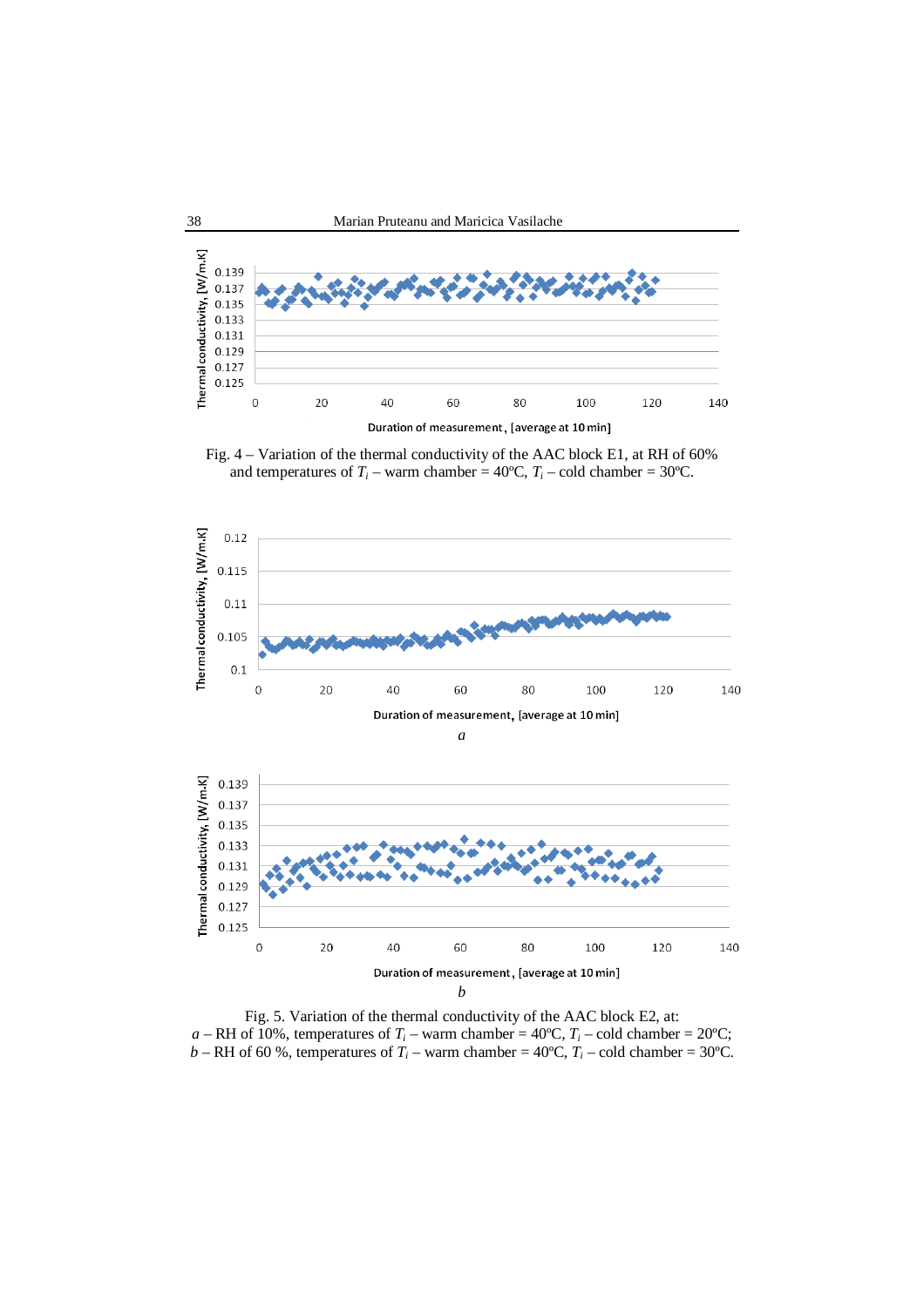Fig. 4 – Variation of the thermal conductivity of the AAC block E1, at RH of 60% and temperatures of $T_i$ – warm chamber = 40ºC, $T_i$ – cold chamber = 30ºC.

*a*

*b*

Fig. 5. Variation of the thermal conductivity of the AAC block E2, at:
*a* – RH of 10%, temperatures of $T_i$ – warm chamber = 40ºC, $T_i$ – cold chamber = 20ºC;
*b* – RH of 60 %, temperatures of $T_i$ – warm chamber = 40ºC, $T_i$ – cold chamber = 30ºC.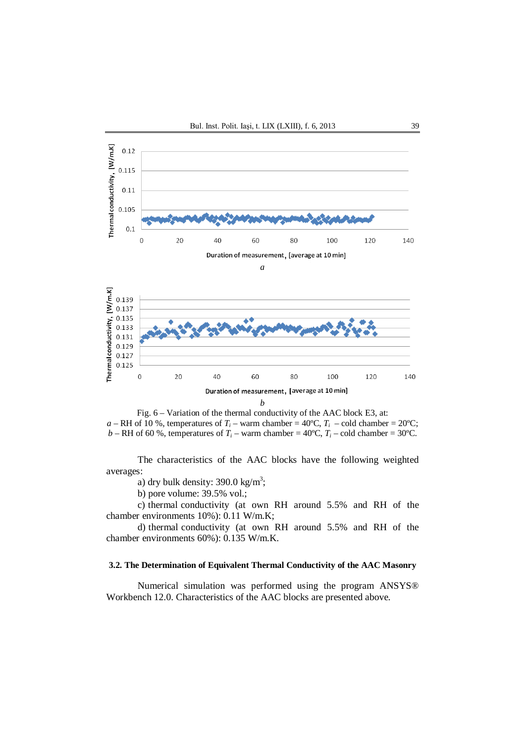Fig. 6 – Variation of the thermal conductivity of the AAC block E3, at:
*a* – RH of 10 %, temperatures of $T_i$ – warm chamber = 40ºC, $T_i$ – cold chamber = 20ºC;
*b* – RH of 60 %, temperatures of $T_i$ – warm chamber = 40ºC, $T_i$ – cold chamber = 30ºC.

The characteristics of the AAC blocks have the following weighted averages:

a) dry bulk density: 390.0 kg/m$^3$;

b) pore volume: 39.5% vol.;

c) thermal conductivity (at own RH around 5.5% and RH of the chamber environments 10%): 0.11 W/m.K;

d) thermal conductivity (at own RH around 5.5% and RH of the chamber environments 60%): 0.135 W/m.K.

### 3.2. The Determination of Equivalent Thermal Conductivity of the AAC Masonry

Numerical simulation was performed using the program ANSYS® Workbench 12.0. Characteristics of the AAC blocks are presented above.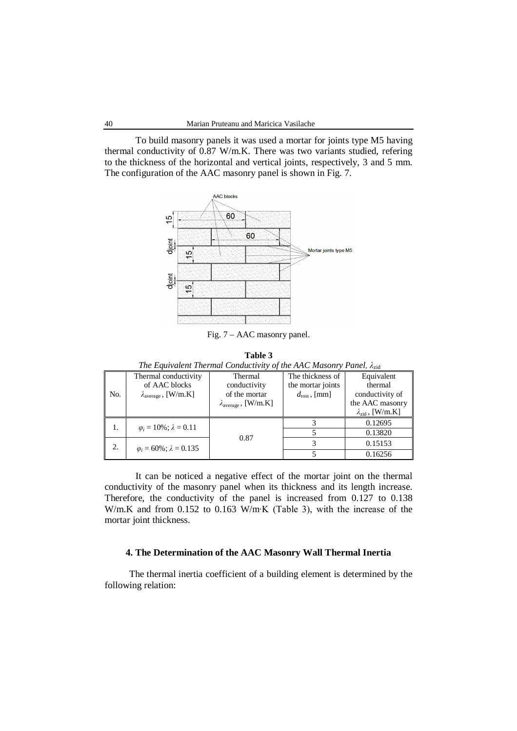To build masonry panels it was used a mortar for joints type M5 having thermal conductivity of 0.87 W/m.K. There was two variants studied, refering to the thickness of the horizontal and vertical joints, respectively, 3 and 5 mm. The configuration of the AAC masonry panel is shown in Fig. 7.

Fig. 7 – AAC masonry panel.

**Table 3**

*The Equivalent Thermal Conductivity of the AAC Masonry Panel, $\lambda_{zid}$*

| No. | Thermal conductivity of AAC blocks $\lambda_{average}$, [W/m.K] | Thermal conductivity of the mortar $\lambda_{average}$, [W/m.K] | The thickness of the mortar joints $d_{rost}$, [mm] | Equivalent thermal conductivity of the AAC masonry $\lambda_{zid}$, [W/m.K] |
|---|---|---|---|---|
| 1. | $\varphi_i$ = 10%; $\lambda$ = 0.11 | 0.87 | 3 | 0.12695 |
| | | | 5 | 0.13820 |
| 2. | $\varphi_i$ = 60%; $\lambda$ = 0.135 | | 3 | 0.15153 |
| | | | 5 | 0.16256 |

It can be noticed a negative effect of the mortar joint on the thermal conductivity of the masonry panel when its thickness and its length increase. Therefore, the conductivity of the panel is increased from 0.127 to 0.138 W/m.K and from 0.152 to 0.163 W/m·K (Table 3), with the increase of the mortar joint thickness.

### 4. The Determination of the AAC Masonry Wall Thermal Inertia

The thermal inertia coefficient of a building element is determined by the following relation: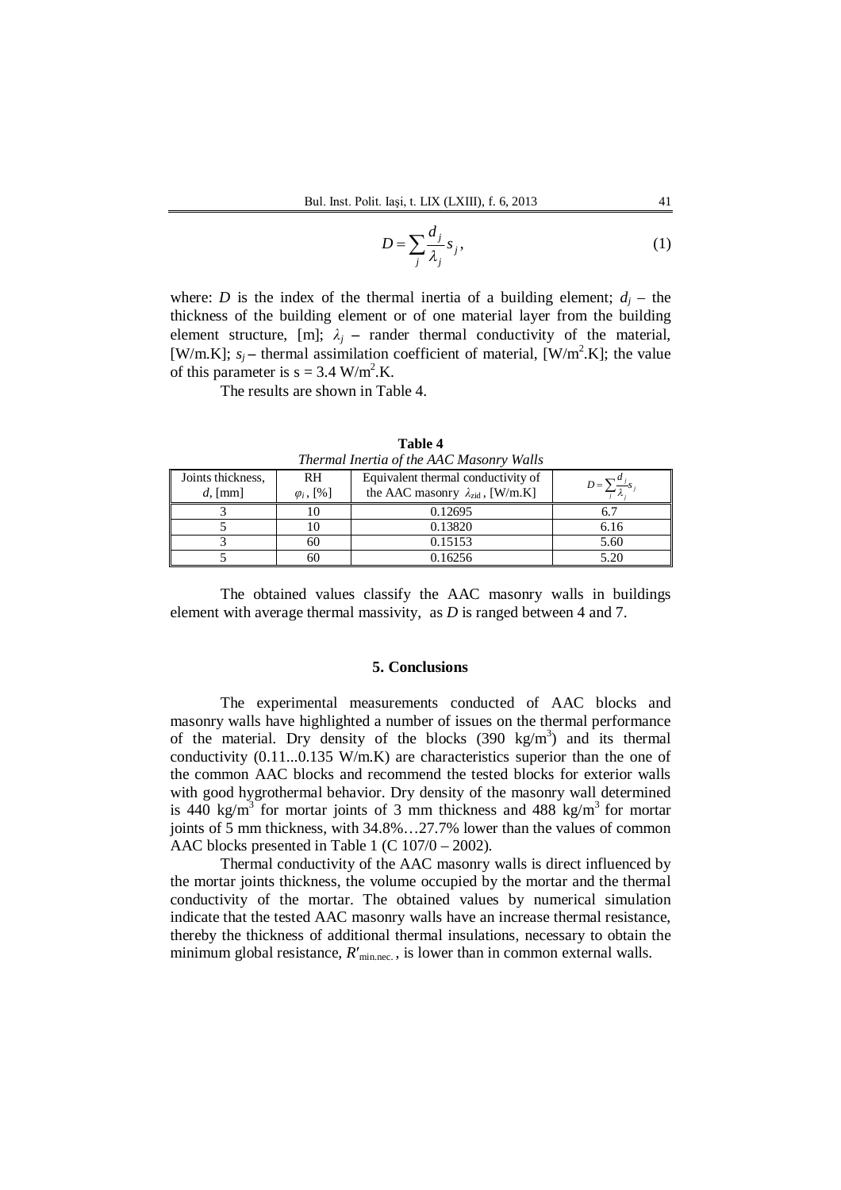$$D = \sum_j \frac{d_j}{\lambda_j} s_j, \tag{1}$$

where: $D$ is the index of the thermal inertia of a building element; $d_j$ – the thickness of the building element or of one material layer from the building element structure, [m]; $\lambda_j$ – rander thermal conductivity of the material, [W/m.K]; $s_j$ – thermal assimilation coefficient of material, [W/m$^2$.K]; the value of this parameter is $s = 3.4$ W/m$^2$.K.

The results are shown in Table 4.

**Table 4**
*Thermal Inertia of the AAC Masonry Walls*

| Joints thickness, $d$, [mm] | RH $\varphi_i$, [%] | Equivalent thermal conductivity of the AAC masonry $\lambda_{zid}$, [W/m.K] | $D = \sum_j \frac{d_j}{\lambda_j} s_j$ |
|---|---|---|---|
| 3 | 10 | 0.12695 | 6.7 |
| 5 | 10 | 0.13820 | 6.16 |
| 3 | 60 | 0.15153 | 5.60 |
| 5 | 60 | 0.16256 | 5.20 |

The obtained values classify the AAC masonry walls in buildings element with average thermal massivity, as $D$ is ranged between 4 and 7.

## 5. Conclusions

The experimental measurements conducted of AAC blocks and masonry walls have highlighted a number of issues on the thermal performance of the material. Dry density of the blocks (390 kg/m$^3$) and its thermal conductivity (0.11...0.135 W/m.K) are characteristics superior than the one of the common AAC blocks and recommend the tested blocks for exterior walls with good hygrothermal behavior. Dry density of the masonry wall determined is 440 kg/m$^3$ for mortar joints of 3 mm thickness and 488 kg/m$^3$ for mortar joints of 5 mm thickness, with 34.8%…27.7% lower than the values of common AAC blocks presented in Table 1 (C 107/0 – 2002).

Thermal conductivity of the AAC masonry walls is direct influenced by the mortar joints thickness, the volume occupied by the mortar and the thermal conductivity of the mortar. The obtained values by numerical simulation indicate that the tested AAC masonry walls have an increase thermal resistance, thereby the thickness of additional thermal insulations, necessary to obtain the minimum global resistance, $R'_{min.nec.}$, is lower than in common external walls.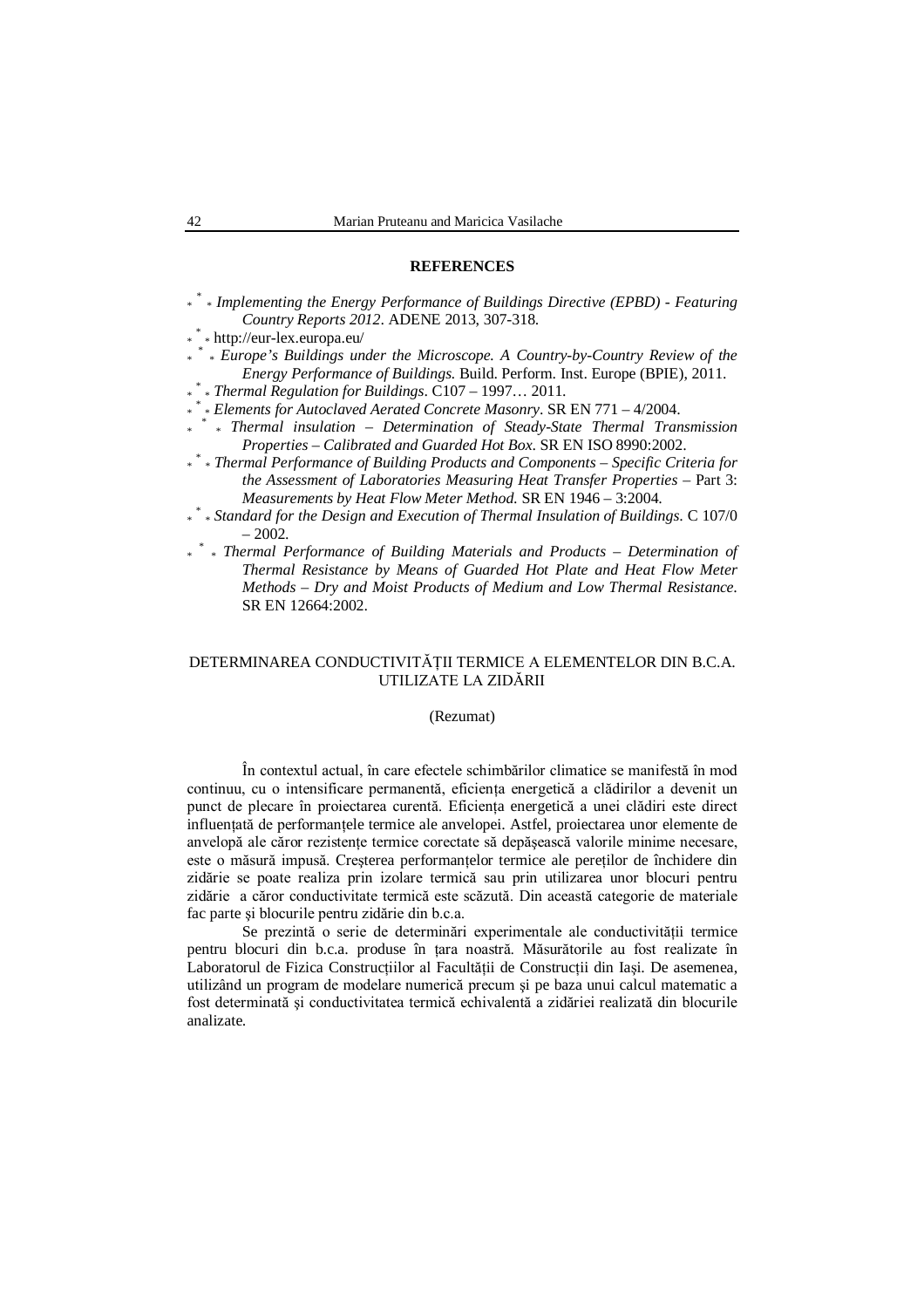## REFERENCES

\* \* \* *Implementing the Energy Performance of Buildings Directive (EPBD) - Featuring Country Reports 2012*. ADENE 2013, 307-318.

\* \* \* http://eur-lex.europa.eu/

\* \* \* *Europe's Buildings under the Microscope. A Country-by-Country Review of the Energy Performance of Buildings.* Build. Perform. Inst. Europe (BPIE), 2011.

\* \* \* *Thermal Regulation for Buildings*. C107 – 1997… 2011.

\* \* \* *Elements for Autoclaved Aerated Concrete Masonry*. SR EN 771 – 4/2004.

\* \* \* *Thermal insulation – Determination of Steady-State Thermal Transmission Properties – Calibrated and Guarded Hot Box*. SR EN ISO 8990:2002.

\* \* \* *Thermal Performance of Building Products and Components – Specific Criteria for the Assessment of Laboratories Measuring Heat Transfer Properties* – Part 3: *Measurements by Heat Flow Meter Method.* SR EN 1946 – 3:2004.

\* \* \* *Standard for the Design and Execution of Thermal Insulation of Buildings*. C 107/0 – 2002.

\* \* \* *Thermal Performance of Building Materials and Products – Determination of Thermal Resistance by Means of Guarded Hot Plate and Heat Flow Meter Methods – Dry and Moist Products of Medium and Low Thermal Resistance.* SR EN 12664:2002.

## DETERMINAREA CONDUCTIVITĂȚII TERMICE A ELEMENTELOR DIN B.C.A. UTILIZATE LA ZIDĂRII

(Rezumat)

În contextul actual, în care efectele schimbărilor climatice se manifestă în mod continuu, cu o intensificare permanentă, eficiența energetică a clădirilor a devenit un punct de plecare în proiectarea curentă. Eficiența energetică a unei clădiri este direct influențată de performanțele termice ale anvelopei. Astfel, proiectarea unor elemente de anvelopă ale căror rezistențe termice corectate să depășească valorile minime necesare, este o măsură impusă. Creșterea performanțelor termice ale pereților de închidere din zidărie se poate realiza prin izolare termică sau prin utilizarea unor blocuri pentru zidărie a căror conductivitate termică este scăzută. Din această categorie de materiale fac parte şi blocurile pentru zidărie din b.c.a.

Se prezintă o serie de determinări experimentale ale conductivității termice pentru blocuri din b.c.a. produse în țara noastră. Măsurătorile au fost realizate în Laboratorul de Fizica Construcțiilor al Facultății de Construcții din Iași. De asemenea, utilizând un program de modelare numerică precum şi pe baza unui calcul matematic a fost determinată şi conductivitatea termică echivalentă a zidăriei realizată din blocurile analizate.